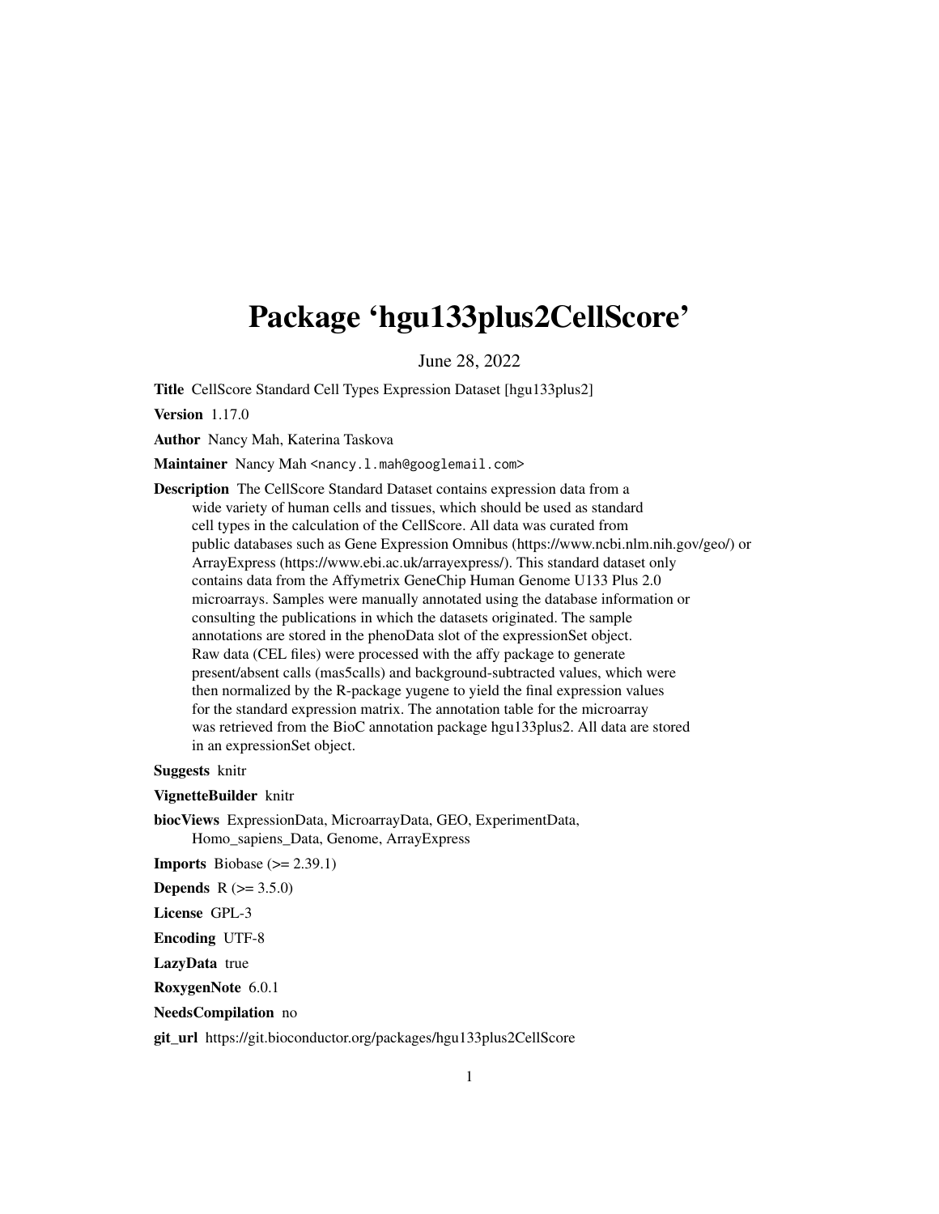# Package 'hgu133plus2CellScore'

June 28, 2022

**Title** CellScore Standard Cell Types Expression Dataset [hgu133plus2]

**Version** 1.17.0

**Author** Nancy Mah, Katerina Taskova

**Maintainer** Nancy Mah <nancy.l.mah@googlemail.com>

**Description** The CellScore Standard Dataset contains expression data from a wide variety of human cells and tissues, which should be used as standard cell types in the calculation of the CellScore. All data was curated from public databases such as Gene Expression Omnibus (https://www.ncbi.nlm.nih.gov/geo/) or ArrayExpress (https://www.ebi.ac.uk/arrayexpress/). This standard dataset only contains data from the Affymetrix GeneChip Human Genome U133 Plus 2.0 microarrays. Samples were manually annotated using the database information or consulting the publications in which the datasets originated. The sample annotations are stored in the phenoData slot of the expressionSet object. Raw data (CEL files) were processed with the affy package to generate present/absent calls (mas5calls) and background-subtracted values, which were then normalized by the R-package yugene to yield the final expression values for the standard expression matrix. The annotation table for the microarray was retrieved from the BioC annotation package hgu133plus2. All data are stored in an expressionSet object.

**Suggests** knitr

**VignetteBuilder** knitr

**biocViews** ExpressionData, MicroarrayData, GEO, ExperimentData, Homo_sapiens_Data, Genome, ArrayExpress

**Imports** Biobase (>= 2.39.1)

**Depends** R (>= 3.5.0)

**License** GPL-3

**Encoding** UTF-8

**LazyData** true

**RoxygenNote** 6.0.1

**NeedsCompilation** no

**git_url** https://git.bioconductor.org/packages/hgu133plus2CellScore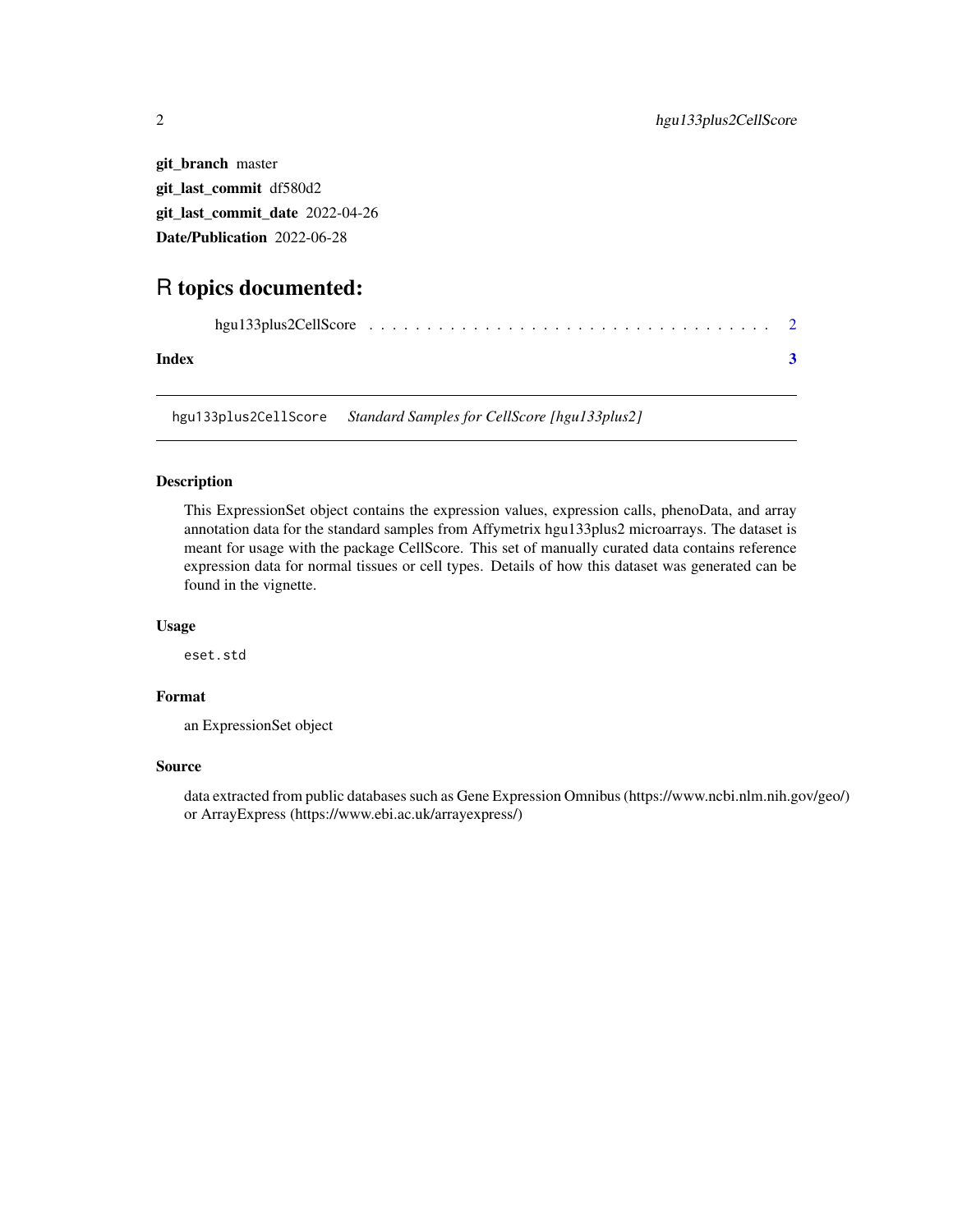**git_branch** master
**git_last_commit** df580d2
**git_last_commit_date** 2022-04-26
**Date/Publication** 2022-06-28

# R topics documented:

hgu133plus2CellScore . . . . . . . . . . . . . . . . . . . . . . . . . . . . . . . . . . 2

**Index** **3**

---

## hgu133plus2CellScore    *Standard Samples for CellScore [hgu133plus2]*

---

### Description

This ExpressionSet object contains the expression values, expression calls, phenoData, and array annotation data for the standard samples from Affymetrix hgu133plus2 microarrays. The dataset is meant for usage with the package CellScore. This set of manually curated data contains reference expression data for normal tissues or cell types. Details of how this dataset was generated can be found in the vignette.

### Usage

```
eset.std
```

### Format

an ExpressionSet object

### Source

data extracted from public databases such as Gene Expression Omnibus (https://www.ncbi.nlm.nih.gov/geo/) or ArrayExpress (https://www.ebi.ac.uk/arrayexpress/)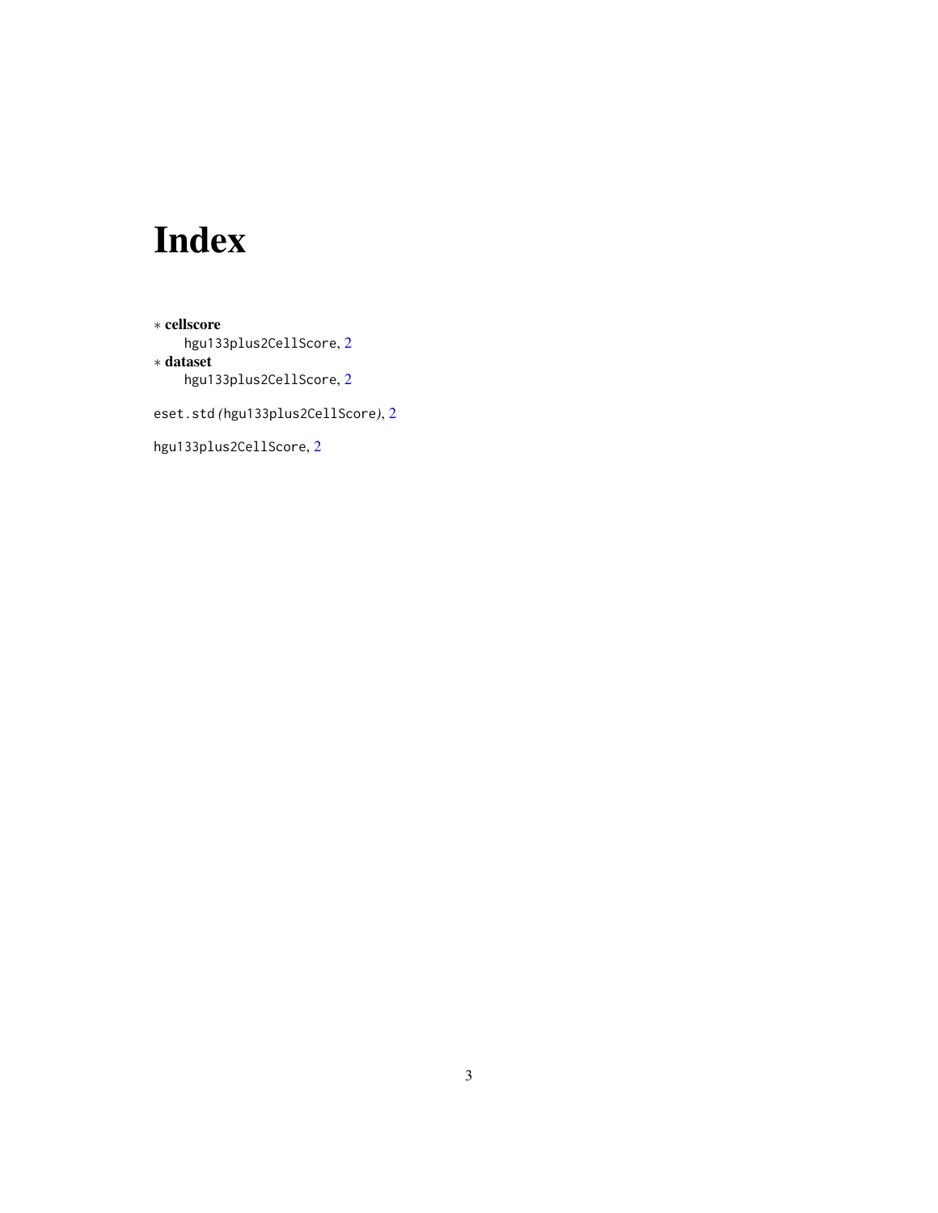# Index

∗ **cellscore**
    hgu133plus2CellScore, 2

∗ **dataset**
    hgu133plus2CellScore, 2

eset.std *(*hgu133plus2CellScore*)*, 2

hgu133plus2CellScore, 2